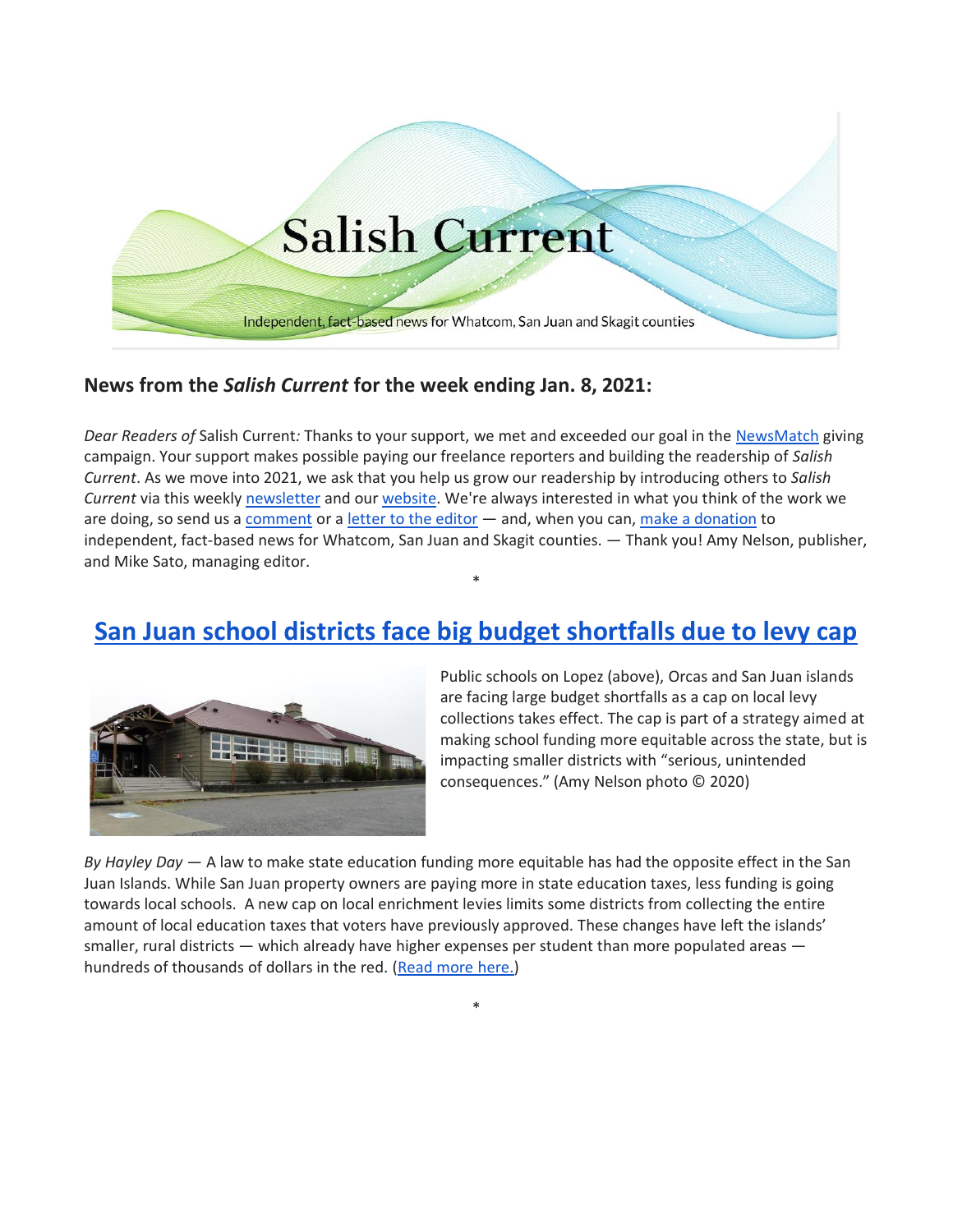Salish Current

Independent, fact-based news for Whatcom, San Juan and Skagit counties

### News from the *Salish Current* for the week ending Jan. 8, 2021:

*Dear Readers of* Salish Current*:* Thanks to your support, we met and exceeded our goal in the NewsMatch giving campaign. Your support makes possible paying our freelance reporters and building the readership of *Salish Current*. As we move into 2021, we ask that you help us grow our readership by introducing others to *Salish Current* via this weekly newsletter and our website. We're always interested in what you think of the work we are doing, so send us a comment or a letter to the editor — and, when you can, make a donation to independent, fact-based news for Whatcom, San Juan and Skagit counties. — Thank you! Amy Nelson, publisher, and Mike Sato, managing editor.

*

## San Juan school districts face big budget shortfalls due to levy cap

Public schools on Lopez (above), Orcas and San Juan islands are facing large budget shortfalls as a cap on local levy collections takes effect. The cap is part of a strategy aimed at making school funding more equitable across the state, but is impacting smaller districts with "serious, unintended consequences." (Amy Nelson photo © 2020)

*By Hayley Day* — A law to make state education funding more equitable has had the opposite effect in the San Juan Islands. While San Juan property owners are paying more in state education taxes, less funding is going towards local schools. A new cap on local enrichment levies limits some districts from collecting the entire amount of local education taxes that voters have previously approved. These changes have left the islands' smaller, rural districts — which already have higher expenses per student than more populated areas — hundreds of thousands of dollars in the red. (Read more here.)

*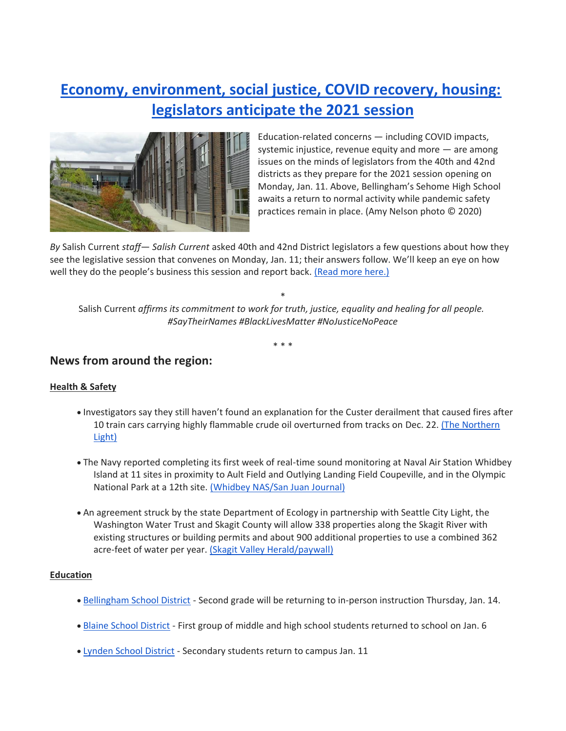## [Economy, environment, social justice, COVID recovery, housing: legislators anticipate the 2021 session]()

Education-related concerns — including COVID impacts, systemic injustice, revenue equity and more — are among issues on the minds of legislators from the 40th and 42nd districts as they prepare for the 2021 session opening on Monday, Jan. 11. Above, Bellingham's Sehome High School awaits a return to normal activity while pandemic safety practices remain in place. (Amy Nelson photo © 2020)

*By* Salish Current *staff— Salish Current* asked 40th and 42nd District legislators a few questions about how they see the legislative session that convenes on Monday, Jan. 11; their answers follow. We'll keep an eye on how well they do the people's business this session and report back. [(Read more here.)]()

*

Salish Current *affirms its commitment to work for truth, justice, equality and healing for all people. #SayTheirNames #BlackLivesMatter #NoJusticeNoPeace*

* * *

## News from around the region:

**Health & Safety**

- Investigators say they still haven't found an explanation for the Custer derailment that caused fires after 10 train cars carrying highly flammable crude oil overturned from tracks on Dec. 22. [(The Northern Light)]()
- The Navy reported completing its first week of real-time sound monitoring at Naval Air Station Whidbey Island at 11 sites in proximity to Ault Field and Outlying Landing Field Coupeville, and in the Olympic National Park at a 12th site. [(Whidbey NAS/San Juan Journal)]()
- An agreement struck by the state Department of Ecology in partnership with Seattle City Light, the Washington Water Trust and Skagit County will allow 338 properties along the Skagit River with existing structures or building permits and about 900 additional properties to use a combined 362 acre-feet of water per year. [(Skagit Valley Herald/paywall)]()

**Education**

- [Bellingham School District]() - Second grade will be returning to in-person instruction Thursday, Jan. 14.
- [Blaine School District]() - First group of middle and high school students returned to school on Jan. 6
- [Lynden School District]() - Secondary students return to campus Jan. 11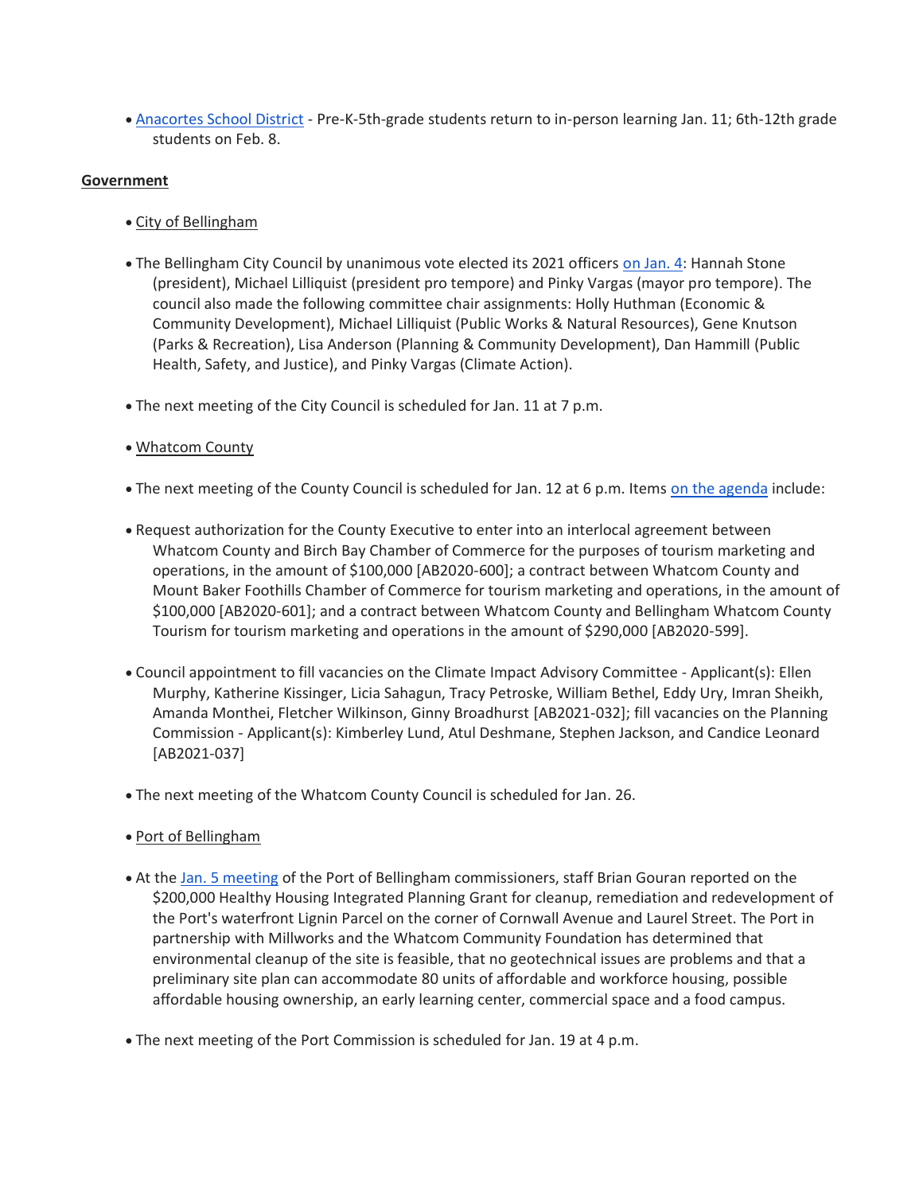- Anacortes School District - Pre-K-5th-grade students return to in-person learning Jan. 11; 6th-12th grade students on Feb. 8.

**Government**

- City of Bellingham

- The Bellingham City Council by unanimous vote elected its 2021 officers on Jan. 4: Hannah Stone (president), Michael Lilliquist (president pro tempore) and Pinky Vargas (mayor pro tempore). The council also made the following committee chair assignments: Holly Huthman (Economic & Community Development), Michael Lilliquist (Public Works & Natural Resources), Gene Knutson (Parks & Recreation), Lisa Anderson (Planning & Community Development), Dan Hammill (Public Health, Safety, and Justice), and Pinky Vargas (Climate Action).

- The next meeting of the City Council is scheduled for Jan. 11 at 7 p.m.

- Whatcom County

- The next meeting of the County Council is scheduled for Jan. 12 at 6 p.m. Items on the agenda include:

- Request authorization for the County Executive to enter into an interlocal agreement between Whatcom County and Birch Bay Chamber of Commerce for the purposes of tourism marketing and operations, in the amount of $100,000 [AB2020-600]; a contract between Whatcom County and Mount Baker Foothills Chamber of Commerce for tourism marketing and operations, in the amount of $100,000 [AB2020-601]; and a contract between Whatcom County and Bellingham Whatcom County Tourism for tourism marketing and operations in the amount of $290,000 [AB2020-599].

- Council appointment to fill vacancies on the Climate Impact Advisory Committee - Applicant(s): Ellen Murphy, Katherine Kissinger, Licia Sahagun, Tracy Petroske, William Bethel, Eddy Ury, Imran Sheikh, Amanda Monthei, Fletcher Wilkinson, Ginny Broadhurst [AB2021-032]; fill vacancies on the Planning Commission - Applicant(s): Kimberley Lund, Atul Deshmane, Stephen Jackson, and Candice Leonard [AB2021-037]

- The next meeting of the Whatcom County Council is scheduled for Jan. 26.

- Port of Bellingham

- At the Jan. 5 meeting of the Port of Bellingham commissioners, staff Brian Gouran reported on the $200,000 Healthy Housing Integrated Planning Grant for cleanup, remediation and redevelopment of the Port's waterfront Lignin Parcel on the corner of Cornwall Avenue and Laurel Street. The Port in partnership with Millworks and the Whatcom Community Foundation has determined that environmental cleanup of the site is feasible, that no geotechnical issues are problems and that a preliminary site plan can accommodate 80 units of affordable and workforce housing, possible affordable housing ownership, an early learning center, commercial space and a food campus.

- The next meeting of the Port Commission is scheduled for Jan. 19 at 4 p.m.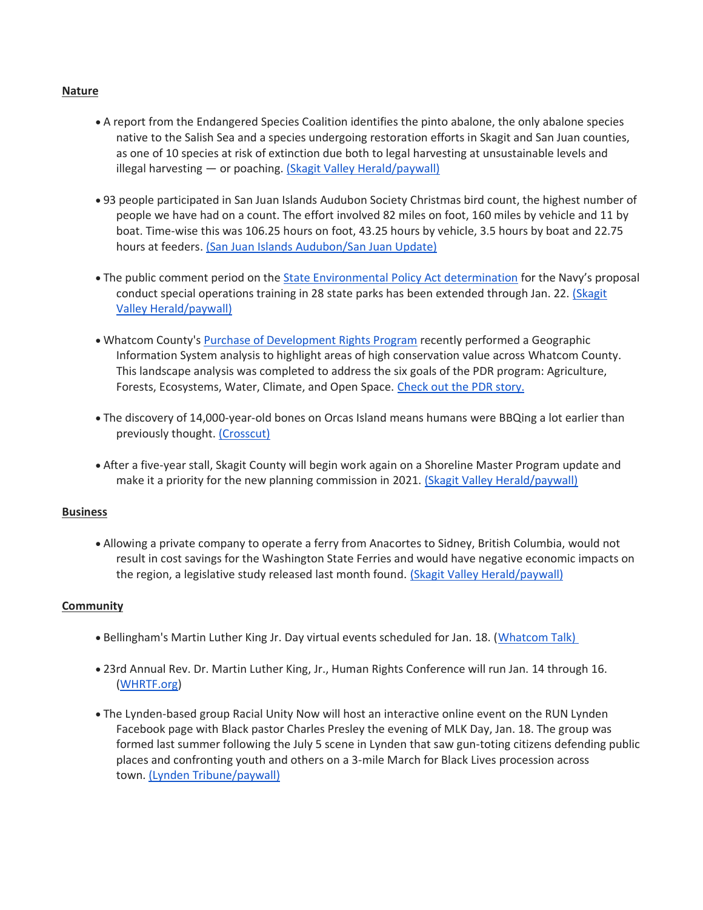**Nature**

- A report from the Endangered Species Coalition identifies the pinto abalone, the only abalone species native to the Salish Sea and a species undergoing restoration efforts in Skagit and San Juan counties, as one of 10 species at risk of extinction due both to legal harvesting at unsustainable levels and illegal harvesting — or poaching. (Skagit Valley Herald/paywall)

- 93 people participated in San Juan Islands Audubon Society Christmas bird count, the highest number of people we have had on a count. The effort involved 82 miles on foot, 160 miles by vehicle and 11 by boat. Time-wise this was 106.25 hours on foot, 43.25 hours by vehicle, 3.5 hours by boat and 22.75 hours at feeders. (San Juan Islands Audubon/San Juan Update)

- The public comment period on the State Environmental Policy Act determination for the Navy's proposal conduct special operations training in 28 state parks has been extended through Jan. 22. (Skagit Valley Herald/paywall)

- Whatcom County's Purchase of Development Rights Program recently performed a Geographic Information System analysis to highlight areas of high conservation value across Whatcom County. This landscape analysis was completed to address the six goals of the PDR program: Agriculture, Forests, Ecosystems, Water, Climate, and Open Space. Check out the PDR story.

- The discovery of 14,000-year-old bones on Orcas Island means humans were BBQing a lot earlier than previously thought. (Crosscut)

- After a five-year stall, Skagit County will begin work again on a Shoreline Master Program update and make it a priority for the new planning commission in 2021. (Skagit Valley Herald/paywall)

**Business**

- Allowing a private company to operate a ferry from Anacortes to Sidney, British Columbia, would not result in cost savings for the Washington State Ferries and would have negative economic impacts on the region, a legislative study released last month found. (Skagit Valley Herald/paywall)

**Community**

- Bellingham's Martin Luther King Jr. Day virtual events scheduled for Jan. 18. (Whatcom Talk)

- 23rd Annual Rev. Dr. Martin Luther King, Jr., Human Rights Conference will run Jan. 14 through 16. (WHRTF.org)

- The Lynden-based group Racial Unity Now will host an interactive online event on the RUN Lynden Facebook page with Black pastor Charles Presley the evening of MLK Day, Jan. 18. The group was formed last summer following the July 5 scene in Lynden that saw gun-toting citizens defending public places and confronting youth and others on a 3-mile March for Black Lives procession across town. (Lynden Tribune/paywall)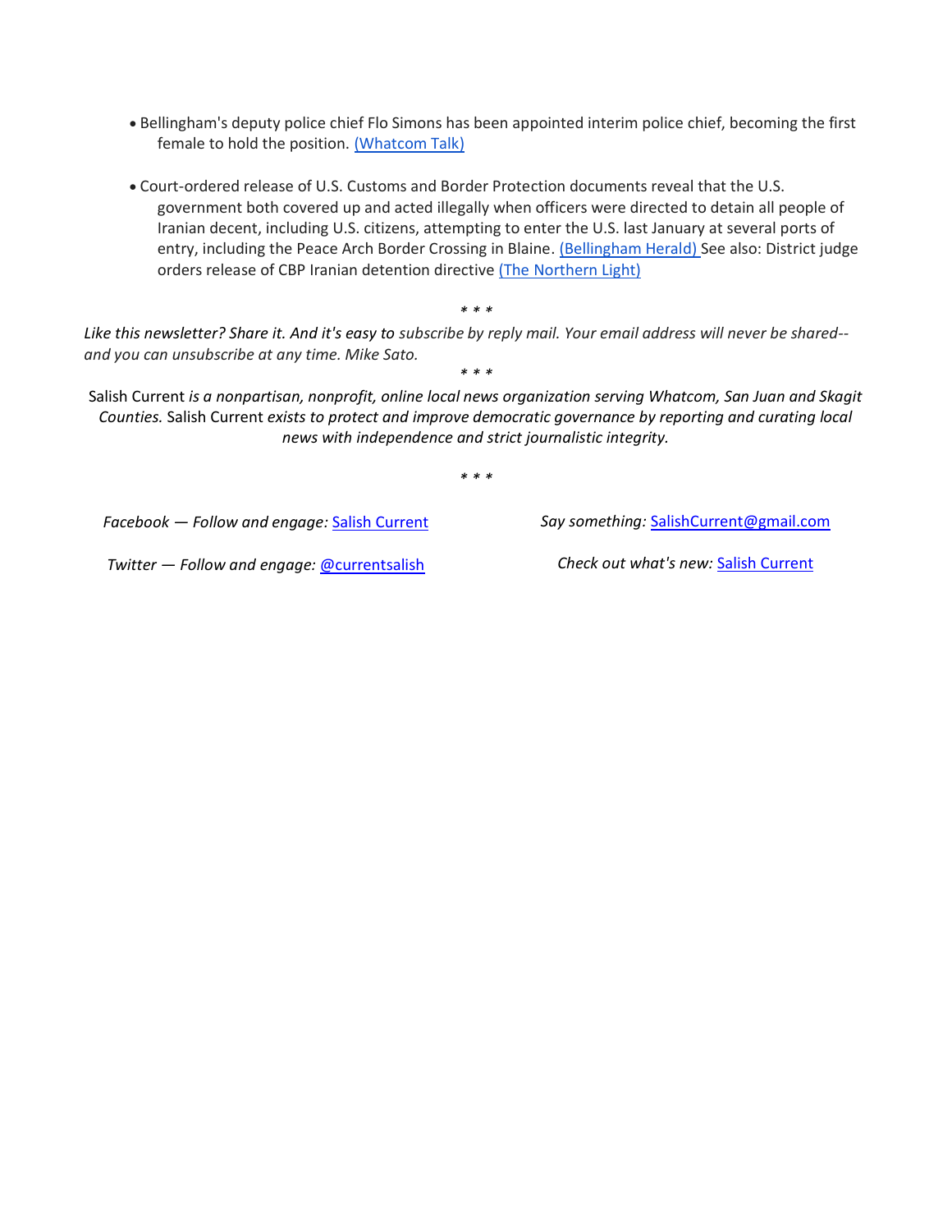- Bellingham's deputy police chief Flo Simons has been appointed interim police chief, becoming the first female to hold the position. (Whatcom Talk)

- Court-ordered release of U.S. Customs and Border Protection documents reveal that the U.S. government both covered up and acted illegally when officers were directed to detain all people of Iranian decent, including U.S. citizens, attempting to enter the U.S. last January at several ports of entry, including the Peace Arch Border Crossing in Blaine. (Bellingham Herald) See also: District judge orders release of CBP Iranian detention directive (The Northern Light)

\* \* \*

*Like this newsletter? Share it. And it's easy to subscribe by reply mail. Your email address will never be shared--and you can unsubscribe at any time. Mike Sato.*

\* \* \*

Salish Current *is a nonpartisan, nonprofit, online local news organization serving Whatcom, San Juan and Skagit Counties.* Salish Current *exists to protect and improve democratic governance by reporting and curating local news with independence and strict journalistic integrity.*

\* \* \*

*Facebook — Follow and engage:* Salish Current

*Say something:* SalishCurrent@gmail.com

*Twitter — Follow and engage:* @currentsalish

*Check out what's new:* Salish Current